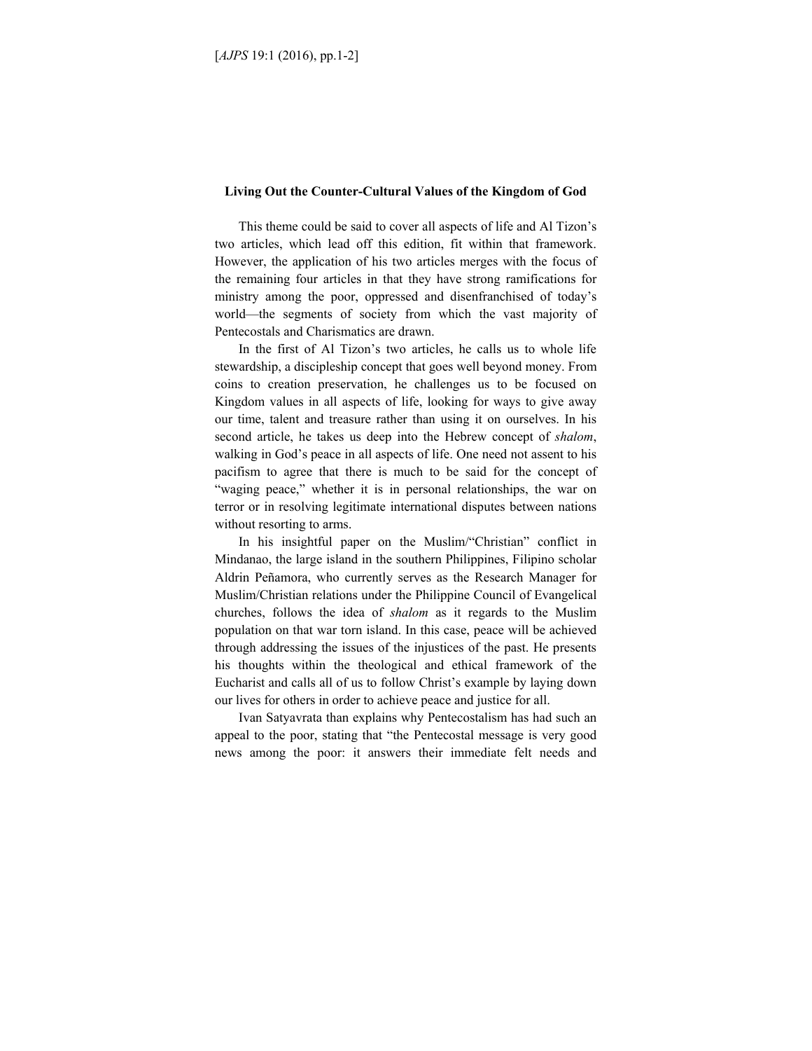## Living Out the Counter-Cultural Values of the Kingdom of God

This theme could be said to cover all aspects of life and Al Tizon's two articles, which lead off this edition, fit within that framework. However, the application of his two articles merges with the focus of the remaining four articles in that they have strong ramifications for ministry among the poor, oppressed and disenfranchised of today's world—the segments of society from which the vast majority of Pentecostals and Charismatics are drawn.

In the first of Al Tizon's two articles, he calls us to whole life stewardship, a discipleship concept that goes well beyond money. From coins to creation preservation, he challenges us to be focused on Kingdom values in all aspects of life, looking for ways to give away our time, talent and treasure rather than using it on ourselves. In his second article, he takes us deep into the Hebrew concept of *shalom*, walking in God's peace in all aspects of life. One need not assent to his pacifism to agree that there is much to be said for the concept of "waging peace," whether it is in personal relationships, the war on terror or in resolving legitimate international disputes between nations without resorting to arms.

In his insightful paper on the Muslim/"Christian" conflict in Mindanao, the large island in the southern Philippines, Filipino scholar Aldrin Peñamora, who currently serves as the Research Manager for Muslim/Christian relations under the Philippine Council of Evangelical churches, follows the idea of *shalom* as it regards to the Muslim population on that war torn island. In this case, peace will be achieved through addressing the issues of the injustices of the past. He presents his thoughts within the theological and ethical framework of the Eucharist and calls all of us to follow Christ's example by laying down our lives for others in order to achieve peace and justice for all.

Ivan Satyavrata than explains why Pentecostalism has had such an appeal to the poor, stating that "the Pentecostal message is very good news among the poor: it answers their immediate felt needs and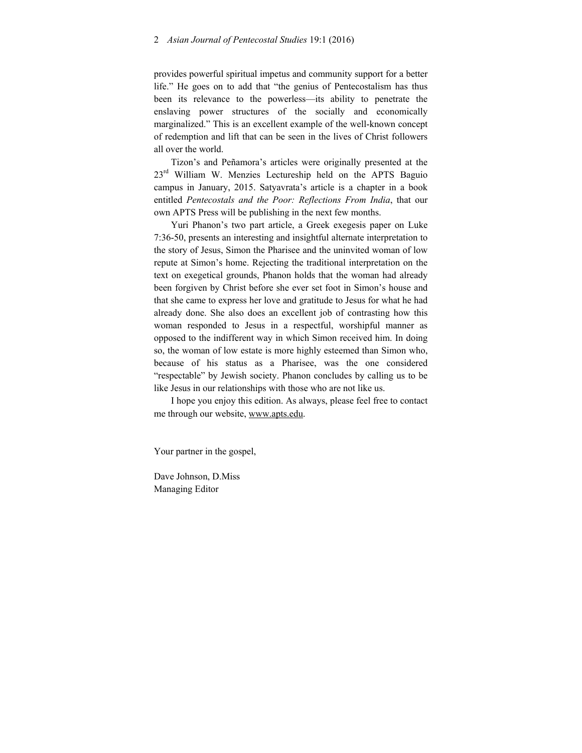provides powerful spiritual impetus and community support for a better life." He goes on to add that "the genius of Pentecostalism has thus been its relevance to the powerless—its ability to penetrate the enslaving power structures of the socially and economically marginalized." This is an excellent example of the well-known concept of redemption and lift that can be seen in the lives of Christ followers all over the world.

Tizon's and Peñamora's articles were originally presented at the 23rd William W. Menzies Lectureship held on the APTS Baguio campus in January, 2015. Satyavrata's article is a chapter in a book entitled *Pentecostals and the Poor: Reflections From India*, that our own APTS Press will be publishing in the next few months.

Yuri Phanon's two part article, a Greek exegesis paper on Luke 7:36-50, presents an interesting and insightful alternate interpretation to the story of Jesus, Simon the Pharisee and the uninvited woman of low repute at Simon's home. Rejecting the traditional interpretation on the text on exegetical grounds, Phanon holds that the woman had already been forgiven by Christ before she ever set foot in Simon's house and that she came to express her love and gratitude to Jesus for what he had already done. She also does an excellent job of contrasting how this woman responded to Jesus in a respectful, worshipful manner as opposed to the indifferent way in which Simon received him. In doing so, the woman of low estate is more highly esteemed than Simon who, because of his status as a Pharisee, was the one considered "respectable" by Jewish society. Phanon concludes by calling us to be like Jesus in our relationships with those who are not like us.

I hope you enjoy this edition. As always, please feel free to contact me through our website, www.apts.edu.

Your partner in the gospel,

Dave Johnson, D.Miss
Managing Editor